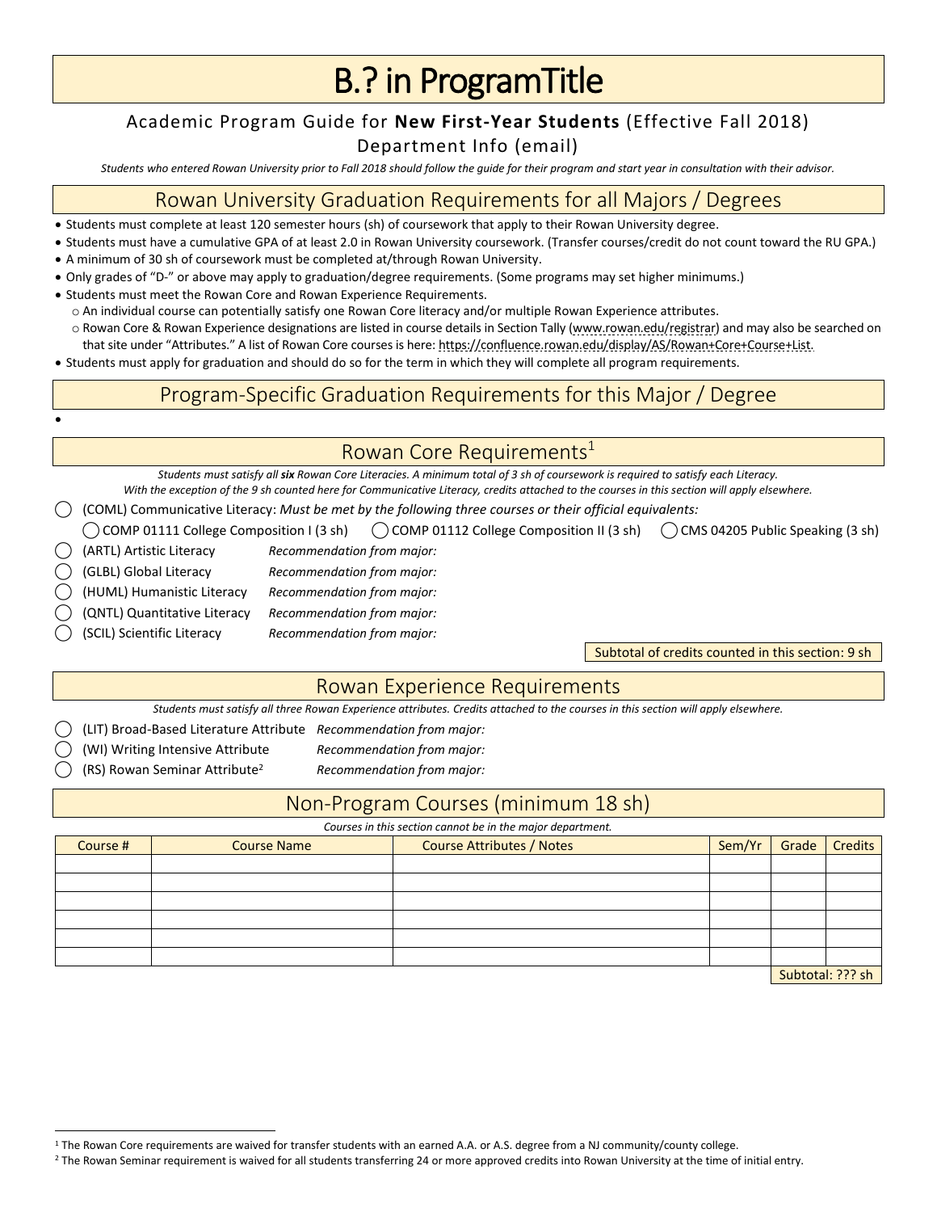# B.? in ProgramTitle

Academic Program Guide for **New First-Year Students** (Effective Fall 2018)

Department Info (email)

*Students who entered Rowan University prior to Fall 2018 should follow the guide for their program and start year in consultation with their advisor.*

## Rowan University Graduation Requirements for all Majors / Degrees

- Students must complete at least 120 semester hours (sh) of coursework that apply to their Rowan University degree.
- Students must have a cumulative GPA of at least 2.0 in Rowan University coursework. (Transfer courses/credit do not count toward the RU GPA.)
- A minimum of 30 sh of coursework must be completed at/through Rowan University.
- Only grades of "D-" or above may apply to graduation/degree requirements. (Some programs may set higher minimums.)
- Students must meet the Rowan Core and Rowan Experience Requirements.
  - An individual course can potentially satisfy one Rowan Core literacy and/or multiple Rowan Experience attributes.
  - Rowan Core & Rowan Experience designations are listed in course details in Section Tally (www.rowan.edu/registrar) and may also be searched on that site under "Attributes." A list of Rowan Core courses is here: https://confluence.rowan.edu/display/AS/Rowan+Core+Course+List.
- Students must apply for graduation and should do so for the term in which they will complete all program requirements.

## Program-Specific Graduation Requirements for this Major / Degree

- 

## Rowan Core Requirements[1]

*Students must satisfy all* ***six*** *Rowan Core Literacies. A minimum total of 3 sh of coursework is required to satisfy each Literacy. With the exception of the 9 sh counted here for Communicative Literacy, credits attached to the courses in this section will apply elsewhere.*

◯ (COML) Communicative Literacy: *Must be met by the following three courses or their official equivalents:*
  ◯ COMP 01111 College Composition I (3 sh) ◯ COMP 01112 College Composition II (3 sh) ◯ CMS 04205 Public Speaking (3 sh)

◯ (ARTL) Artistic Literacy *Recommendation from major:*

◯ (GLBL) Global Literacy *Recommendation from major:*

◯ (HUML) Humanistic Literacy *Recommendation from major:*

◯ (QNTL) Quantitative Literacy *Recommendation from major:*

◯ (SCIL) Scientific Literacy *Recommendation from major:*

Subtotal of credits counted in this section: 9 sh

## Rowan Experience Requirements

*Students must satisfy all three Rowan Experience attributes. Credits attached to the courses in this section will apply elsewhere.*

◯ (LIT) Broad-Based Literature Attribute *Recommendation from major:*

◯ (WI) Writing Intensive Attribute *Recommendation from major:*

◯ (RS) Rowan Seminar Attribute[2] *Recommendation from major:*

## Non-Program Courses (minimum 18 sh)

*Courses in this section cannot be in the major department.*

| Course # | Course Name | Course Attributes / Notes | Sem/Yr | Grade | Credits |
|---|---|---|---|---|---|
| | | | | | |
| | | | | | |
| | | | | | |
| | | | | | |
| | | | | | |
| | | | | | |

Subtotal: ??? sh

[1] The Rowan Core requirements are waived for transfer students with an earned A.A. or A.S. degree from a NJ community/county college.

[2] The Rowan Seminar requirement is waived for all students transferring 24 or more approved credits into Rowan University at the time of initial entry.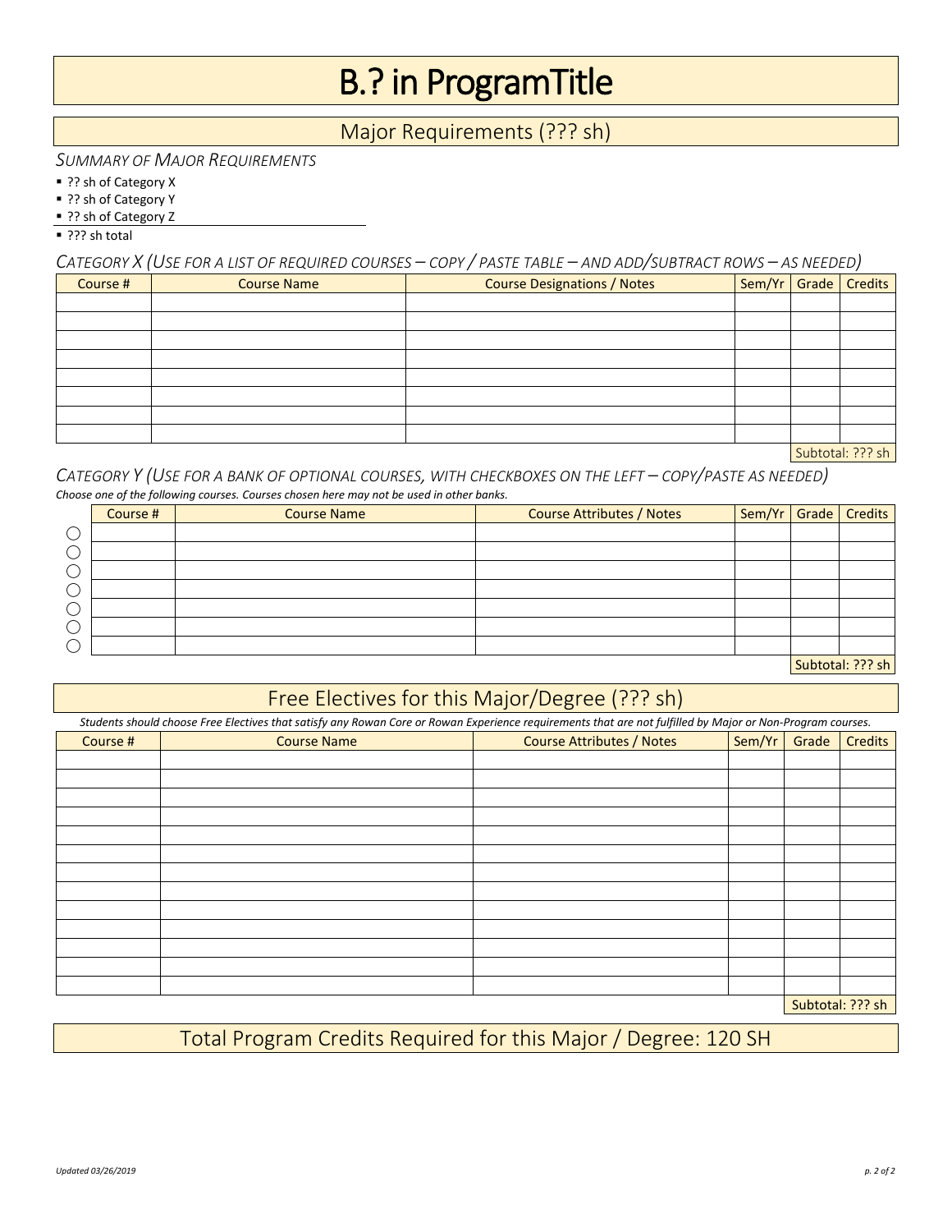# B.? in ProgramTitle

## Major Requirements (??? sh)

*SUMMARY OF MAJOR REQUIREMENTS*

- ?? sh of Category X
- ?? sh of Category Y
- ?? sh of Category Z
- ??? sh total

*CATEGORY X (USE FOR A LIST OF REQUIRED COURSES – COPY / PASTE TABLE – AND ADD/SUBTRACT ROWS – AS NEEDED)*

| Course # | Course Name | Course Designations / Notes | Sem/Yr | Grade | Credits |
|---|---|---|---|---|---|
| | | | | | |
| | | | | | |
| | | | | | |
| | | | | | |
| | | | | | |
| | | | | | |
| | | | | | |
| | | | | | |

Subtotal: ??? sh

*CATEGORY Y (USE FOR A BANK OF OPTIONAL COURSES, WITH CHECKBOXES ON THE LEFT – COPY/PASTE AS NEEDED)*

*Choose one of the following courses. Courses chosen here may not be used in other banks.*

| | Course # | Course Name | Course Attributes / Notes | Sem/Yr | Grade | Credits |
|---|---|---|---|---|---|---|
| ◯ | | | | | | |
| ◯ | | | | | | |
| ◯ | | | | | | |
| ◯ | | | | | | |
| ◯ | | | | | | |
| ◯ | | | | | | |
| ◯ | | | | | | |

Subtotal: ??? sh

## Free Electives for this Major/Degree (??? sh)

*Students should choose Free Electives that satisfy any Rowan Core or Rowan Experience requirements that are not fulfilled by Major or Non-Program courses.*

| Course # | Course Name | Course Attributes / Notes | Sem/Yr | Grade | Credits |
|---|---|---|---|---|---|
| | | | | | |
| | | | | | |
| | | | | | |
| | | | | | |
| | | | | | |
| | | | | | |
| | | | | | |
| | | | | | |
| | | | | | |
| | | | | | |
| | | | | | |
| | | | | | |
| | | | | | |

Subtotal: ??? sh

## Total Program Credits Required for this Major / Degree: 120 SH

*Updated 03/26/2019*